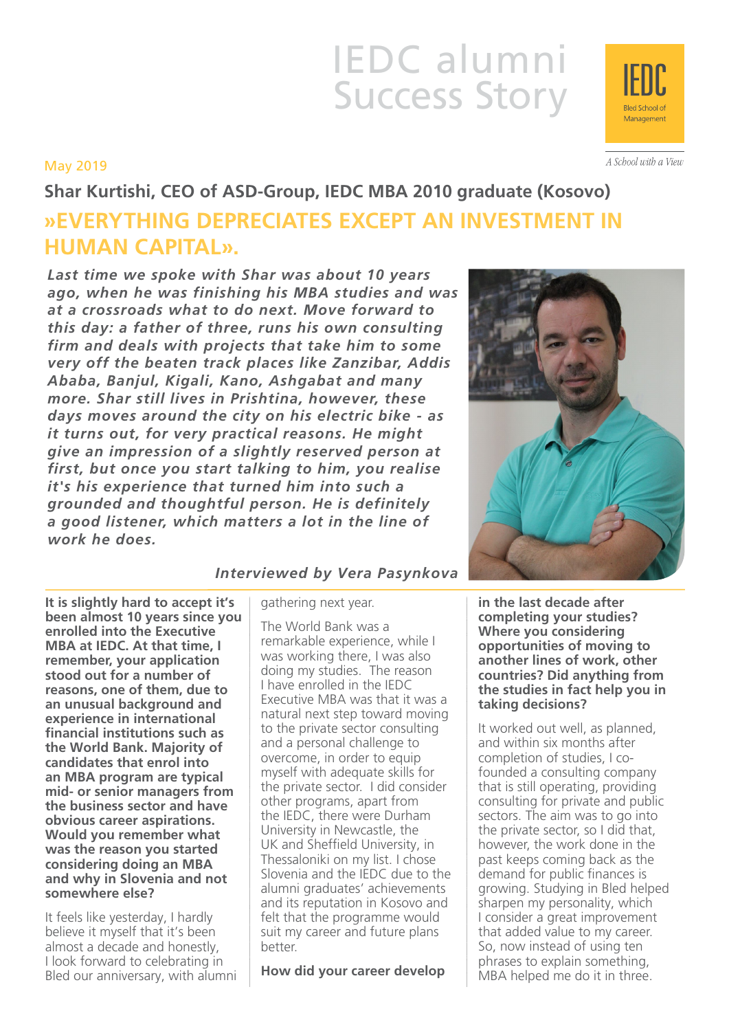# IEDC alumni Success Story

May 2019

## Shar Kurtishi, CEO of ASD-Group, IEDC MBA 2010 graduate (Kosovo)

## »EVERYTHING DEPRECIATES EXCEPT AN INVESTMENT IN HUMAN CAPITAL».

***Last time we spoke with Shar was about 10 years ago, when he was finishing his MBA studies and was at a crossroads what to do next. Move forward to this day: a father of three, runs his own consulting firm and deals with projects that take him to some very off the beaten track places like Zanzibar, Addis Ababa, Banjul, Kigali, Kano, Ashgabat and many more. Shar still lives in Prishtina, however, these days moves around the city on his electric bike - as it turns out, for very practical reasons. He might give an impression of a slightly reserved person at first, but once you start talking to him, you realise it's his experience that turned him into such a grounded and thoughtful person. He is definitely a good listener, which matters a lot in the line of work he does.***

***Interviewed by Vera Pasynkova***

**It is slightly hard to accept it's been almost 10 years since you enrolled into the Executive MBA at IEDC. At that time, I remember, your application stood out for a number of reasons, one of them, due to an unusual background and experience in international financial institutions such as the World Bank. Majority of candidates that enrol into an MBA program are typical mid- or senior managers from the business sector and have obvious career aspirations. Would you remember what was the reason you started considering doing an MBA and why in Slovenia and not somewhere else?**

It feels like yesterday, I hardly believe it myself that it's been almost a decade and honestly, I look forward to celebrating in Bled our anniversary, with alumni gathering next year.

The World Bank was a remarkable experience, while I was working there, I was also doing my studies. The reason I have enrolled in the IEDC Executive MBA was that it was a natural next step toward moving to the private sector consulting and a personal challenge to overcome, in order to equip myself with adequate skills for the private sector. I did consider other programs, apart from the IEDC, there were Durham University in Newcastle, the UK and Sheffield University, in Thessaloniki on my list. I chose Slovenia and the IEDC due to the alumni graduates' achievements and its reputation in Kosovo and felt that the programme would suit my career and future plans better.

**How did your career develop in the last decade after completing your studies? Where you considering opportunities of moving to another lines of work, other countries? Did anything from the studies in fact help you in taking decisions?**

It worked out well, as planned, and within six months after completion of studies, I co-founded a consulting company that is still operating, providing consulting for private and public sectors. The aim was to go into the private sector, so I did that, however, the work done in the past keeps coming back as the demand for public finances is growing. Studying in Bled helped sharpen my personality, which I consider a great improvement that added value to my career. So, now instead of using ten phrases to explain something, MBA helped me do it in three.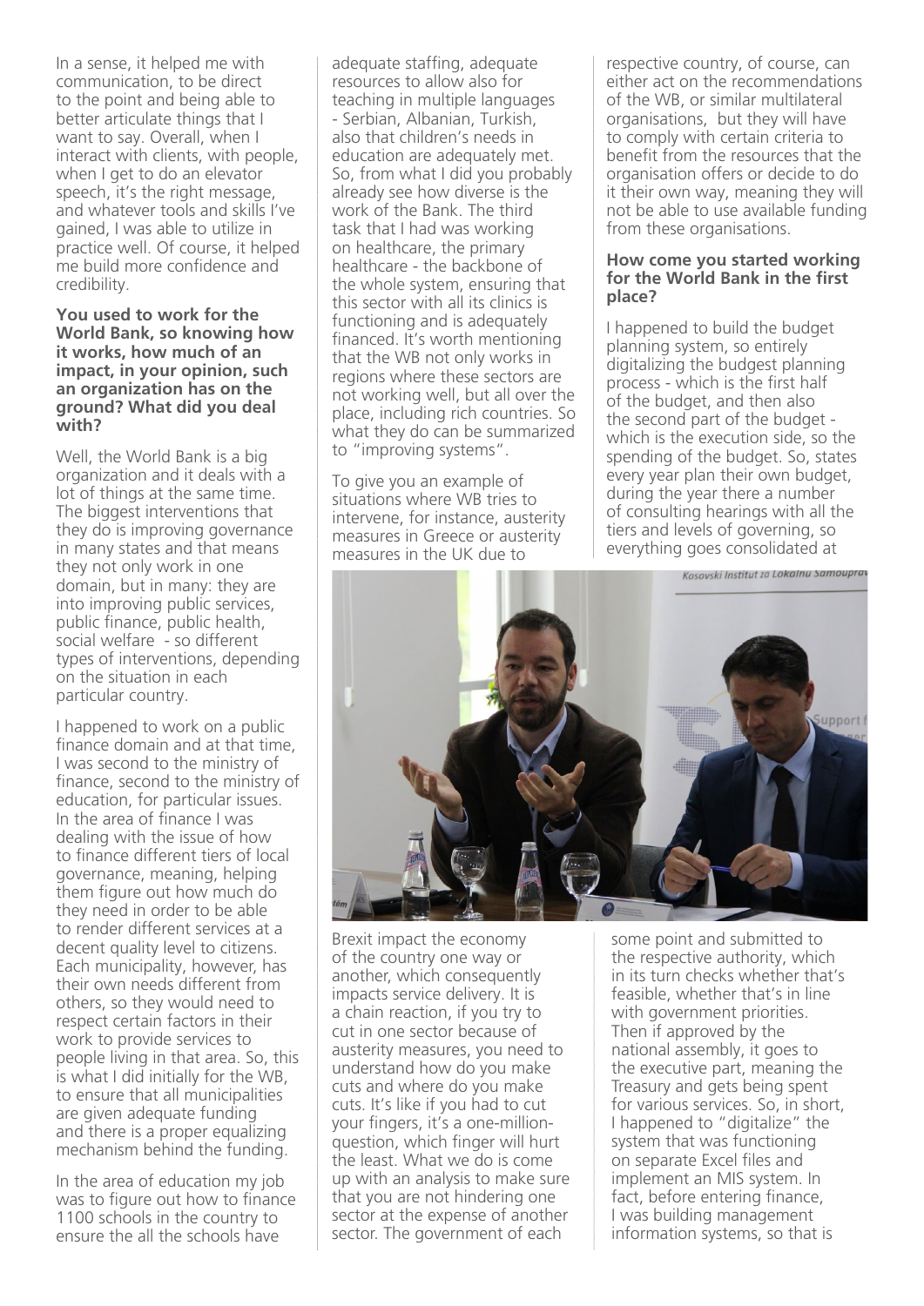In a sense, it helped me with communication, to be direct to the point and being able to better articulate things that I want to say. Overall, when I interact with clients, with people, when I get to do an elevator speech, it's the right message, and whatever tools and skills I've gained, I was able to utilize in practice well. Of course, it helped me build more confidence and credibility.

**You used to work for the World Bank, so knowing how it works, how much of an impact, in your opinion, such an organization has on the ground? What did you deal with?**

Well, the World Bank is a big organization and it deals with a lot of things at the same time. The biggest interventions that they do is improving governance in many states and that means they not only work in one domain, but in many: they are into improving public services, public finance, public health, social welfare - so different types of interventions, depending on the situation in each particular country.

I happened to work on a public finance domain and at that time, I was second to the ministry of finance, second to the ministry of education, for particular issues. In the area of finance I was dealing with the issue of how to finance different tiers of local governance, meaning, helping them figure out how much do they need in order to be able to render different services at a decent quality level to citizens. Each municipality, however, has their own needs different from others, so they would need to respect certain factors in their work to provide services to people living in that area. So, this is what I did initially for the WB, to ensure that all municipalities are given adequate funding and there is a proper equalizing mechanism behind the funding.

In the area of education my job was to figure out how to finance 1100 schools in the country to ensure the all the schools have adequate staffing, adequate resources to allow also for teaching in multiple languages - Serbian, Albanian, Turkish, also that children's needs in education are adequately met. So, from what I did you probably already see how diverse is the work of the Bank. The third task that I had was working on healthcare, the primary healthcare - the backbone of the whole system, ensuring that this sector with all its clinics is functioning and is adequately financed. It's worth mentioning that the WB not only works in regions where these sectors are not working well, but all over the place, including rich countries. So what they do can be summarized to "improving systems".

To give you an example of situations where WB tries to intervene, for instance, austerity measures in Greece or austerity measures in the UK due to Brexit impact the economy of the country one way or another, which consequently impacts service delivery. It is a chain reaction, if you try to cut in one sector because of austerity measures, you need to understand how do you make cuts and where do you make cuts. It's like if you had to cut your fingers, it's a one-million-question, which finger will hurt the least. What we do is come up with an analysis to make sure that you are not hindering one sector at the expense of another sector. The government of each respective country, of course, can either act on the recommendations of the WB, or similar multilateral organisations, but they will have to comply with certain criteria to benefit from the resources that the organisation offers or decide to do it their own way, meaning they will not be able to use available funding from these organisations.

**How come you started working for the World Bank in the first place?**

I happened to build the budget planning system, so entirely digitalizing the budgest planning process - which is the first half of the budget, and then also the second part of the budget - which is the execution side, so the spending of the budget. So, states every year plan their own budget, during the year there a number of consulting hearings with all the tiers and levels of governing, so everything goes consolidated at some point and submitted to the respective authority, which in its turn checks whether that's feasible, whether that's in line with government priorities. Then if approved by the national assembly, it goes to the executive part, meaning the Treasury and gets being spent for various services. So, in short, I happened to "digitalize" the system that was functioning on separate Excel files and implement an MIS system. In fact, before entering finance, I was building management information systems, so that is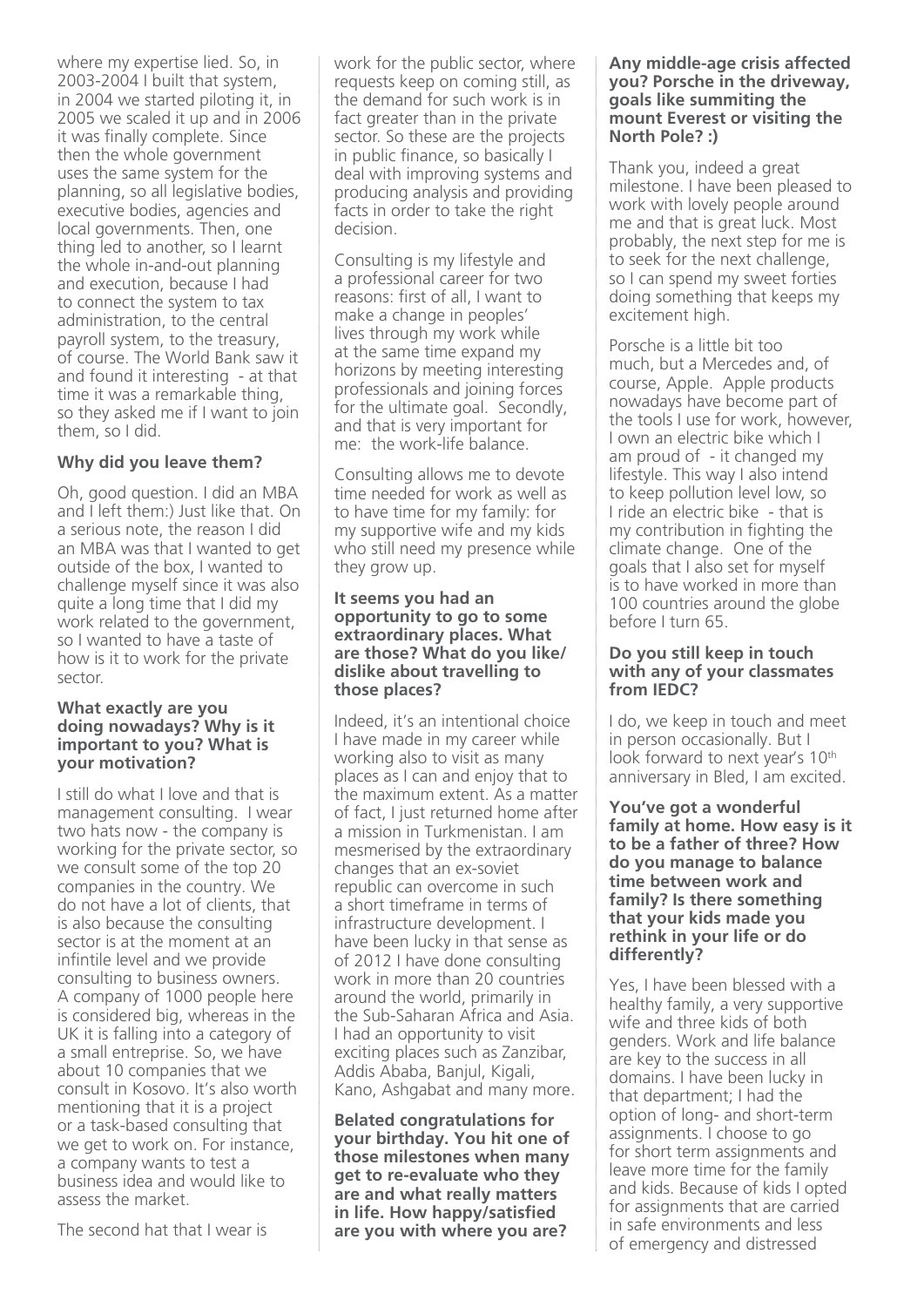where my expertise lied. So, in 2003-2004 I built that system, in 2004 we started piloting it, in 2005 we scaled it up and in 2006 it was finally complete. Since then the whole government uses the same system for the planning, so all legislative bodies, executive bodies, agencies and local governments. Then, one thing led to another, so I learnt the whole in-and-out planning and execution, because I had to connect the system to tax administration, to the central payroll system, to the treasury, of course. The World Bank saw it and found it interesting - at that time it was a remarkable thing, so they asked me if I want to join them, so I did.

**Why did you leave them?**

Oh, good question. I did an MBA and I left them:) Just like that. On a serious note, the reason I did an MBA was that I wanted to get outside of the box, I wanted to challenge myself since it was also quite a long time that I did my work related to the government, so I wanted to have a taste of how is it to work for the private sector.

**What exactly are you doing nowadays? Why is it important to you? What is your motivation?**

I still do what I love and that is management consulting. I wear two hats now - the company is working for the private sector, so we consult some of the top 20 companies in the country. We do not have a lot of clients, that is also because the consulting sector is at the moment at an infintile level and we provide consulting to business owners. A company of 1000 people here is considered big, whereas in the UK it is falling into a category of a small entreprise. So, we have about 10 companies that we consult in Kosovo. It's also worth mentioning that it is a project or a task-based consulting that we get to work on. For instance, a company wants to test a business idea and would like to assess the market.

The second hat that I wear is work for the public sector, where requests keep on coming still, as the demand for such work is in fact greater than in the private sector. So these are the projects in public finance, so basically I deal with improving systems and producing analysis and providing facts in order to take the right decision.

Consulting is my lifestyle and a professional career for two reasons: first of all, I want to make a change in peoples' lives through my work while at the same time expand my horizons by meeting interesting professionals and joining forces for the ultimate goal. Secondly, and that is very important for me: the work-life balance.

Consulting allows me to devote time needed for work as well as to have time for my family: for my supportive wife and my kids who still need my presence while they grow up.

**It seems you had an opportunity to go to some extraordinary places. What are those? What do you like/dislike about travelling to those places?**

Indeed, it's an intentional choice I have made in my career while working also to visit as many places as I can and enjoy that to the maximum extent. As a matter of fact, I just returned home after a mission in Turkmenistan. I am mesmerised by the extraordinary changes that an ex-soviet republic can overcome in such a short timeframe in terms of infrastructure development. I have been lucky in that sense as of 2012 I have done consulting work in more than 20 countries around the world, primarily in the Sub-Saharan Africa and Asia. I had an opportunity to visit exciting places such as Zanzibar, Addis Ababa, Banjul, Kigali, Kano, Ashgabat and many more.

**Belated congratulations for your birthday. You hit one of those milestones when many get to re-evaluate who they are and what really matters in life. How happy/satisfied are you with where you are?**

**Any middle-age crisis affected you? Porsche in the driveway, goals like summiting the mount Everest or visiting the North Pole? :)**

Thank you, indeed a great milestone. I have been pleased to work with lovely people around me and that is great luck. Most probably, the next step for me is to seek for the next challenge, so I can spend my sweet forties doing something that keeps my excitement high.

Porsche is a little bit too much, but a Mercedes and, of course, Apple. Apple products nowadays have become part of the tools I use for work, however, I own an electric bike which I am proud of - it changed my lifestyle. This way I also intend to keep pollution level low, so I ride an electric bike - that is my contribution in fighting the climate change. One of the goals that I also set for myself is to have worked in more than 100 countries around the globe before I turn 65.

**Do you still keep in touch with any of your classmates from IEDC?**

I do, we keep in touch and meet in person occasionally. But I look forward to next year's 10th anniversary in Bled, I am excited.

**You've got a wonderful family at home. How easy is it to be a father of three? How do you manage to balance time between work and family? Is there something that your kids made you rethink in your life or do differently?**

Yes, I have been blessed with a healthy family, a very supportive wife and three kids of both genders. Work and life balance are key to the success in all domains. I have been lucky in that department; I had the option of long- and short-term assignments. I choose to go for short term assignments and leave more time for the family and kids. Because of kids I opted for assignments that are carried in safe environments and less of emergency and distressed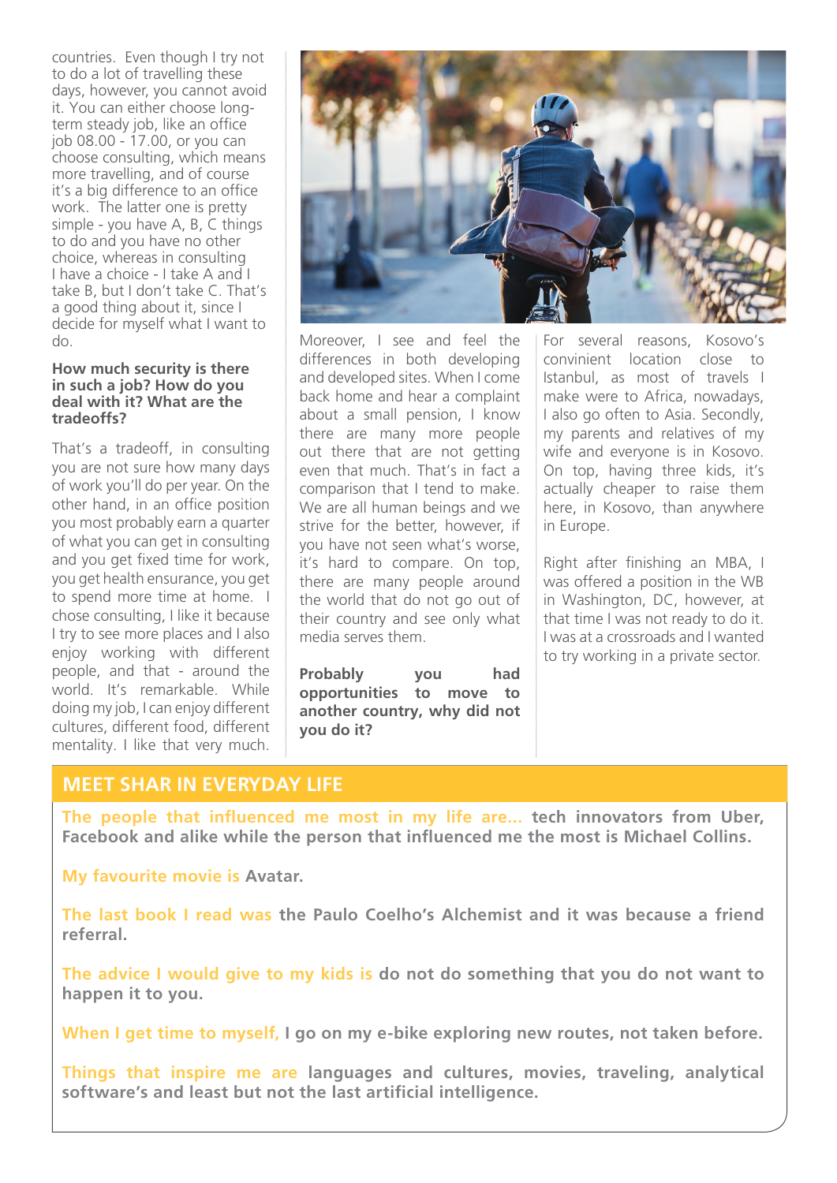countries. Even though I try not to do a lot of travelling these days, however, you cannot avoid it. You can either choose long-term steady job, like an office job 08.00 - 17.00, or you can choose consulting, which means more travelling, and of course it's a big difference to an office work. The latter one is pretty simple - you have A, B, C things to do and you have no other choice, whereas in consulting I have a choice - I take A and I take B, but I don't take C. That's a good thing about it, since I decide for myself what I want to do.

**How much security is there in such a job? How do you deal with it? What are the tradeoffs?**

That's a tradeoff, in consulting you are not sure how many days of work you'll do per year. On the other hand, in an office position you most probably earn a quarter of what you can get in consulting and you get fixed time for work, you get health ensurance, you get to spend more time at home. I chose consulting, I like it because I try to see more places and I also enjoy working with different people, and that - around the world. It's remarkable. While doing my job, I can enjoy different cultures, different food, different mentality. I like that very much.

Moreover, I see and feel the differences in both developing and developed sites. When I come back home and hear a complaint about a small pension, I know there are many more people out there that are not getting even that much. That's in fact a comparison that I tend to make. We are all human beings and we strive for the better, however, if you have not seen what's worse, it's hard to compare. On top, there are many people around the world that do not go out of their country and see only what media serves them.

**Probably you had opportunities to move to another country, why did not you do it?**

For several reasons, Kosovo's convinient location close to Istanbul, as most of travels I make were to Africa, nowadays, I also go often to Asia. Secondly, my parents and relatives of my wife and everyone is in Kosovo. On top, having three kids, it's actually cheaper to raise them here, in Kosovo, than anywhere in Europe.

Right after finishing an MBA, I was offered a position in the WB in Washington, DC, however, at that time I was not ready to do it. I was at a crossroads and I wanted to try working in a private sector.

## MEET SHAR IN EVERYDAY LIFE

**The people that influenced me most in my life are... tech innovators from Uber, Facebook and alike while the person that influenced me the most is Michael Collins.**

**My favourite movie is Avatar.**

**The last book I read was the Paulo Coelho's Alchemist and it was because a friend referral.**

**The advice I would give to my kids is do not do something that you do not want to happen it to you.**

**When I get time to myself, I go on my e-bike exploring new routes, not taken before.**

**Things that inspire me are languages and cultures, movies, traveling, analytical software's and least but not the last artificial intelligence.**